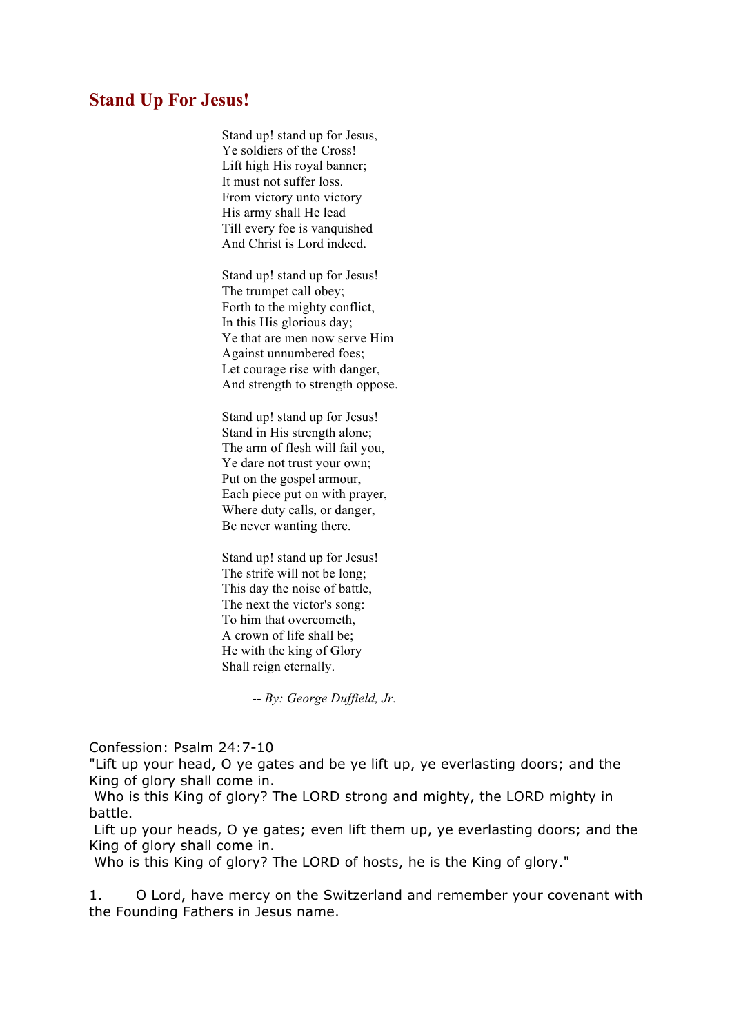# Stand Up For Jesus!

Stand up! stand up for Jesus,
Ye soldiers of the Cross!
Lift high His royal banner;
It must not suffer loss.
From victory unto victory
His army shall He lead
Till every foe is vanquished
And Christ is Lord indeed.

Stand up! stand up for Jesus!
The trumpet call obey;
Forth to the mighty conflict,
In this His glorious day;
Ye that are men now serve Him
Against unnumbered foes;
Let courage rise with danger,
And strength to strength oppose.

Stand up! stand up for Jesus!
Stand in His strength alone;
The arm of flesh will fail you,
Ye dare not trust your own;
Put on the gospel armour,
Each piece put on with prayer,
Where duty calls, or danger,
Be never wanting there.

Stand up! stand up for Jesus!
The strife will not be long;
This day the noise of battle,
The next the victor's song:
To him that overcometh,
A crown of life shall be;
He with the king of Glory
Shall reign eternally.

*-- By: George Duffield, Jr.*

Confession: Psalm 24:7-10
"Lift up your head, O ye gates and be ye lift up, ye everlasting doors; and the King of glory shall come in.
Who is this King of glory? The LORD strong and mighty, the LORD mighty in battle.
Lift up your heads, O ye gates; even lift them up, ye everlasting doors; and the King of glory shall come in.
Who is this King of glory? The LORD of hosts, he is the King of glory."

1. O Lord, have mercy on the Switzerland and remember your covenant with the Founding Fathers in Jesus name.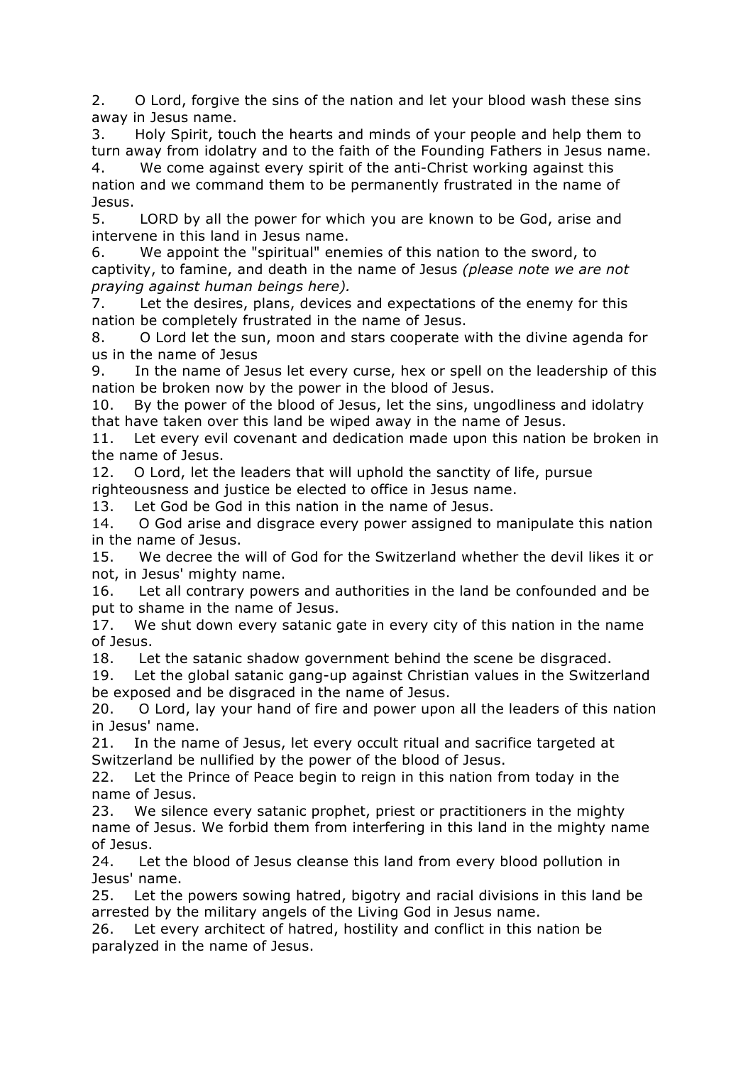2. O Lord, forgive the sins of the nation and let your blood wash these sins away in Jesus name.

3. Holy Spirit, touch the hearts and minds of your people and help them to turn away from idolatry and to the faith of the Founding Fathers in Jesus name.

4. We come against every spirit of the anti-Christ working against this nation and we command them to be permanently frustrated in the name of Jesus.

5. LORD by all the power for which you are known to be God, arise and intervene in this land in Jesus name.

6. We appoint the "spiritual" enemies of this nation to the sword, to captivity, to famine, and death in the name of Jesus *(please note we are not praying against human beings here).*

7. Let the desires, plans, devices and expectations of the enemy for this nation be completely frustrated in the name of Jesus.

8. O Lord let the sun, moon and stars cooperate with the divine agenda for us in the name of Jesus

9. In the name of Jesus let every curse, hex or spell on the leadership of this nation be broken now by the power in the blood of Jesus.

10. By the power of the blood of Jesus, let the sins, ungodliness and idolatry that have taken over this land be wiped away in the name of Jesus.

11. Let every evil covenant and dedication made upon this nation be broken in the name of Jesus.

12. O Lord, let the leaders that will uphold the sanctity of life, pursue righteousness and justice be elected to office in Jesus name.

13. Let God be God in this nation in the name of Jesus.

14. O God arise and disgrace every power assigned to manipulate this nation in the name of Jesus.

15. We decree the will of God for the Switzerland whether the devil likes it or not, in Jesus' mighty name.

16. Let all contrary powers and authorities in the land be confounded and be put to shame in the name of Jesus.

17. We shut down every satanic gate in every city of this nation in the name of Jesus.

18. Let the satanic shadow government behind the scene be disgraced.

19. Let the global satanic gang-up against Christian values in the Switzerland be exposed and be disgraced in the name of Jesus.

20. O Lord, lay your hand of fire and power upon all the leaders of this nation in Jesus' name.

21. In the name of Jesus, let every occult ritual and sacrifice targeted at Switzerland be nullified by the power of the blood of Jesus.

22. Let the Prince of Peace begin to reign in this nation from today in the name of Jesus.

23. We silence every satanic prophet, priest or practitioners in the mighty name of Jesus. We forbid them from interfering in this land in the mighty name of Jesus.

24. Let the blood of Jesus cleanse this land from every blood pollution in Jesus' name.

25. Let the powers sowing hatred, bigotry and racial divisions in this land be arrested by the military angels of the Living God in Jesus name.

26. Let every architect of hatred, hostility and conflict in this nation be paralyzed in the name of Jesus.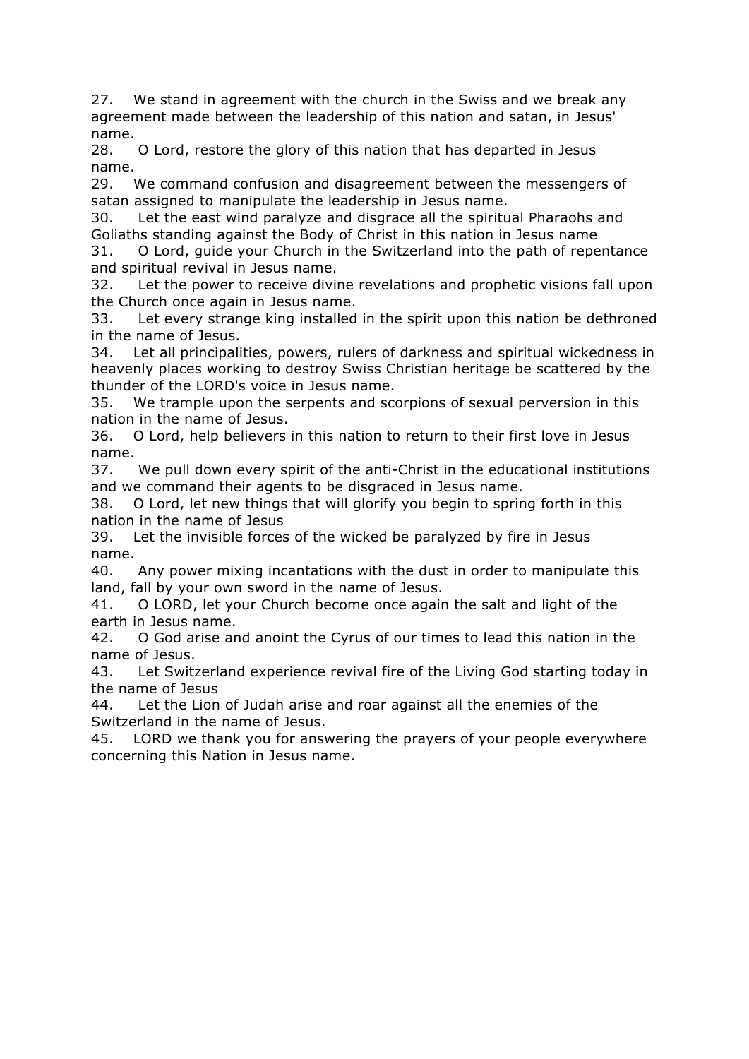27. We stand in agreement with the church in the Swiss and we break any agreement made between the leadership of this nation and satan, in Jesus' name.
28. O Lord, restore the glory of this nation that has departed in Jesus name.
29. We command confusion and disagreement between the messengers of satan assigned to manipulate the leadership in Jesus name.
30. Let the east wind paralyze and disgrace all the spiritual Pharaohs and Goliaths standing against the Body of Christ in this nation in Jesus name
31. O Lord, guide your Church in the Switzerland into the path of repentance and spiritual revival in Jesus name.
32. Let the power to receive divine revelations and prophetic visions fall upon the Church once again in Jesus name.
33. Let every strange king installed in the spirit upon this nation be dethroned in the name of Jesus.
34. Let all principalities, powers, rulers of darkness and spiritual wickedness in heavenly places working to destroy Swiss Christian heritage be scattered by the thunder of the LORD's voice in Jesus name.
35. We trample upon the serpents and scorpions of sexual perversion in this nation in the name of Jesus.
36. O Lord, help believers in this nation to return to their first love in Jesus name.
37. We pull down every spirit of the anti-Christ in the educational institutions and we command their agents to be disgraced in Jesus name.
38. O Lord, let new things that will glorify you begin to spring forth in this nation in the name of Jesus
39. Let the invisible forces of the wicked be paralyzed by fire in Jesus name.
40. Any power mixing incantations with the dust in order to manipulate this land, fall by your own sword in the name of Jesus.
41. O LORD, let your Church become once again the salt and light of the earth in Jesus name.
42. O God arise and anoint the Cyrus of our times to lead this nation in the name of Jesus.
43. Let Switzerland experience revival fire of the Living God starting today in the name of Jesus
44. Let the Lion of Judah arise and roar against all the enemies of the Switzerland in the name of Jesus.
45. LORD we thank you for answering the prayers of your people everywhere concerning this Nation in Jesus name.